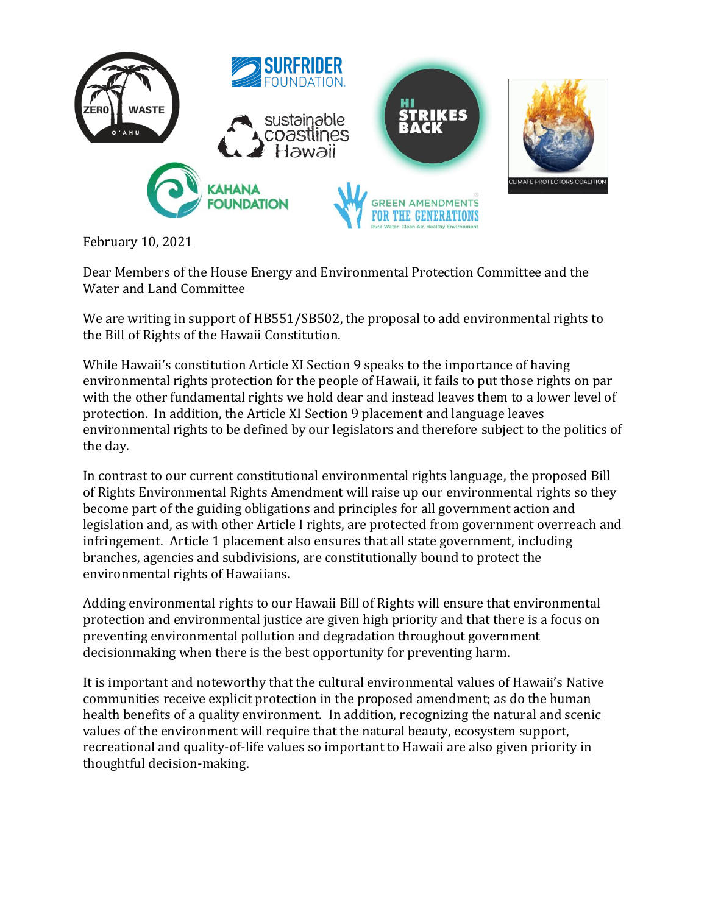February 10, 2021

Dear Members of the House Energy and Environmental Protection Committee and the Water and Land Committee

We are writing in support of HB551/SB502, the proposal to add environmental rights to the Bill of Rights of the Hawaii Constitution.

While Hawaii's constitution Article XI Section 9 speaks to the importance of having environmental rights protection for the people of Hawaii, it fails to put those rights on par with the other fundamental rights we hold dear and instead leaves them to a lower level of protection. In addition, the Article XI Section 9 placement and language leaves environmental rights to be defined by our legislators and therefore subject to the politics of the day.

In contrast to our current constitutional environmental rights language, the proposed Bill of Rights Environmental Rights Amendment will raise up our environmental rights so they become part of the guiding obligations and principles for all government action and legislation and, as with other Article I rights, are protected from government overreach and infringement. Article 1 placement also ensures that all state government, including branches, agencies and subdivisions, are constitutionally bound to protect the environmental rights of Hawaiians.

Adding environmental rights to our Hawaii Bill of Rights will ensure that environmental protection and environmental justice are given high priority and that there is a focus on preventing environmental pollution and degradation throughout government decisionmaking when there is the best opportunity for preventing harm.

It is important and noteworthy that the cultural environmental values of Hawaii's Native communities receive explicit protection in the proposed amendment; as do the human health benefits of a quality environment. In addition, recognizing the natural and scenic values of the environment will require that the natural beauty, ecosystem support, recreational and quality-of-life values so important to Hawaii are also given priority in thoughtful decision-making.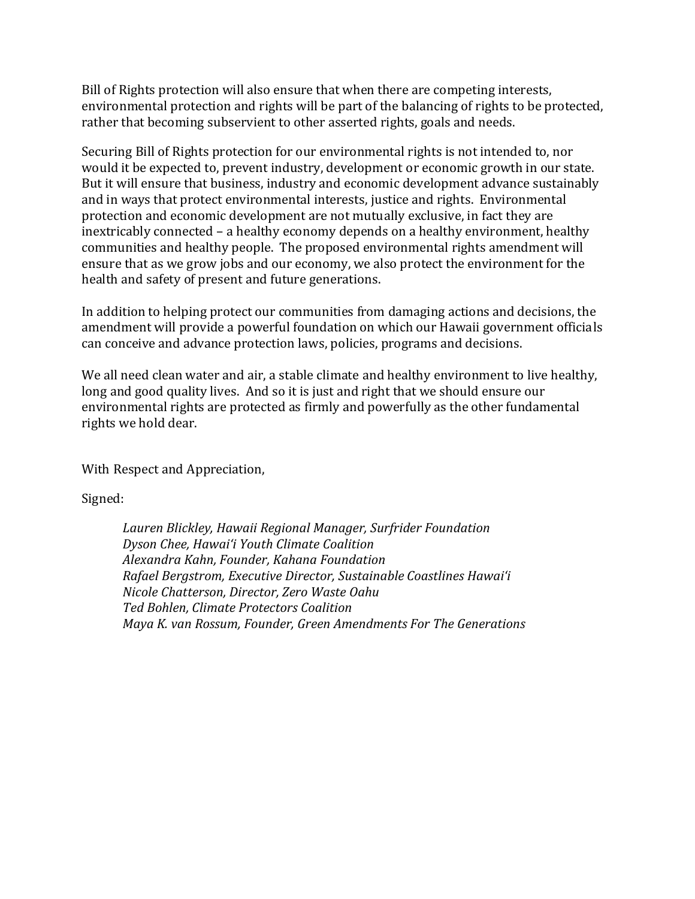Bill of Rights protection will also ensure that when there are competing interests, environmental protection and rights will be part of the balancing of rights to be protected, rather that becoming subservient to other asserted rights, goals and needs.

Securing Bill of Rights protection for our environmental rights is not intended to, nor would it be expected to, prevent industry, development or economic growth in our state. But it will ensure that business, industry and economic development advance sustainably and in ways that protect environmental interests, justice and rights. Environmental protection and economic development are not mutually exclusive, in fact they are inextricably connected – a healthy economy depends on a healthy environment, healthy communities and healthy people. The proposed environmental rights amendment will ensure that as we grow jobs and our economy, we also protect the environment for the health and safety of present and future generations.

In addition to helping protect our communities from damaging actions and decisions, the amendment will provide a powerful foundation on which our Hawaii government officials can conceive and advance protection laws, policies, programs and decisions.

We all need clean water and air, a stable climate and healthy environment to live healthy, long and good quality lives. And so it is just and right that we should ensure our environmental rights are protected as firmly and powerfully as the other fundamental rights we hold dear.

With Respect and Appreciation,

Signed:

*Lauren Blickley, Hawaii Regional Manager, Surfrider Foundation*
*Dyson Chee, Hawaiʻi Youth Climate Coalition*
*Alexandra Kahn, Founder, Kahana Foundation*
*Rafael Bergstrom, Executive Director, Sustainable Coastlines Hawaiʻi*
*Nicole Chatterson, Director, Zero Waste Oahu*
*Ted Bohlen, Climate Protectors Coalition*
*Maya K. van Rossum, Founder, Green Amendments For The Generations*